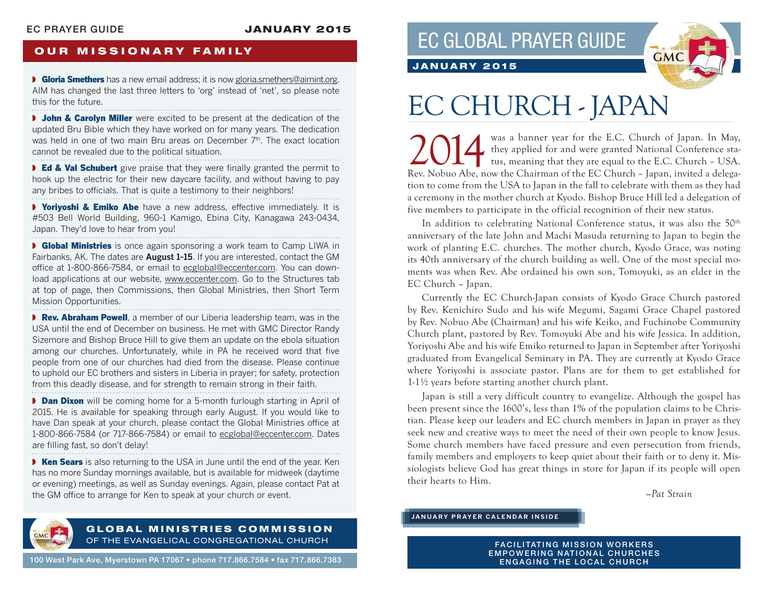EC PRAYER GUIDE **JANUARY 2015**

## OUR MISSIONARY FAMILY

- **Gloria Smethers** has a new email address; it is now gloria.smethers@aimint.org. AIM has changed the last three letters to 'org' instead of 'net', so please note this for the future.

- **John & Carolyn Miller** were excited to be present at the dedication of the updated Bru Bible which they have worked on for many years. The dedication was held in one of two main Bru areas on December 7th. The exact location cannot be revealed due to the political situation.

- **Ed & Val Schubert** give praise that they were finally granted the permit to hook up the electric for their new daycare facility, and without having to pay any bribes to officials. That is quite a testimony to their neighbors!

- **Yoriyoshi & Emiko Abe** have a new address, effective immediately. It is #503 Bell World Building, 960-1 Kamigo, Ebina City, Kanagawa 243-0434, Japan. They'd love to hear from you!

- **Global Ministries** is once again sponsoring a work team to Camp LIWA in Fairbanks, AK. The dates are **August 1-15**. If you are interested, contact the GM office at 1-800-866-7584, or email to ecglobal@eccenter.com. You can download applications at our website, www.eccenter.com. Go to the Structures tab at top of page, then Commissions, then Global Ministries, then Short Term Mission Opportunities.

- **Rev. Abraham Powell**, a member of our Liberia leadership team, was in the USA until the end of December on business. He met with GMC Director Randy Sizemore and Bishop Bruce Hill to give them an update on the ebola situation among our churches. Unfortunately, while in PA he received word that five people from one of our churches had died from the disease. Please continue to uphold our EC brothers and sisters in Liberia in prayer; for safety, protection from this deadly disease, and for strength to remain strong in their faith.

- **Dan Dixon** will be coming home for a 5-month furlough starting in April of 2015. He is available for speaking through early August. If you would like to have Dan speak at your church, please contact the Global Ministries office at 1-800-866-7584 (or 717-866-7584) or email to ecglobal@eccenter.com. Dates are filling fast, so don't delay!

- **Ken Sears** is also returning to the USA in June until the end of the year. Ken has no more Sunday mornings available, but is available for midweek (daytime or evening) meetings, as well as Sunday evenings. Again, please contact Pat at the GM office to arrange for Ken to speak at your church or event.

**GLOBAL MINISTRIES COMMISSION**
OF THE EVANGELICAL CONGREGATIONAL CHURCH

100 West Park Ave, Myerstown PA 17067 • phone 717.866.7584 • fax 717.866.7383

# EC GLOBAL PRAYER GUIDE

**JANUARY 2015**

# EC CHURCH - JAPAN

2014 was a banner year for the E.C. Church of Japan. In May, they applied for and were granted National Conference status, meaning that they are equal to the E.C. Church – USA. Rev. Nobuo Abe, now the Chairman of the EC Church – Japan, invited a delegation to come from the USA to Japan in the fall to celebrate with them as they had a ceremony in the mother church at Kyodo. Bishop Bruce Hill led a delegation of five members to participate in the official recognition of their new status.

In addition to celebrating National Conference status, it was also the 50th anniversary of the late John and Machi Masuda returning to Japan to begin the work of planting E.C. churches. The mother church, Kyodo Grace, was noting its 40th anniversary of the church building as well. One of the most special moments was when Rev. Abe ordained his own son, Tomoyuki, as an elder in the EC Church – Japan.

Currently the EC Church-Japan consists of Kyodo Grace Church pastored by Rev. Kenichiro Sudo and his wife Megumi, Sagami Grace Chapel pastored by Rev. Nobuo Abe (Chairman) and his wife Keiko, and Fuchinobe Community Church plant, pastored by Rev. Tomoyuki Abe and his wife Jessica. In addition, Yoriyoshi Abe and his wife Emiko returned to Japan in September after Yoriyoshi graduated from Evangelical Seminary in PA. They are currently at Kyodo Grace where Yoriyoshi is associate pastor. Plans are for them to get established for 1-1½ years before starting another church plant.

Japan is still a very difficult country to evangelize. Although the gospel has been present since the 1600's, less than 1% of the population claims to be Christian. Please keep our leaders and EC church members in Japan in prayer as they seek new and creative ways to meet the need of their own people to know Jesus. Some church members have faced pressure and even persecution from friends, family members and employers to keep quiet about their faith or to deny it. Missiologists believe God has great things in store for Japan if its people will open their hearts to Him.

*—Pat Strain*

**JANUARY PRAYER CALENDAR INSIDE**

FACILITATING MISSION WORKERS
EMPOWERING NATIONAL CHURCHES
ENGAGING THE LOCAL CHURCH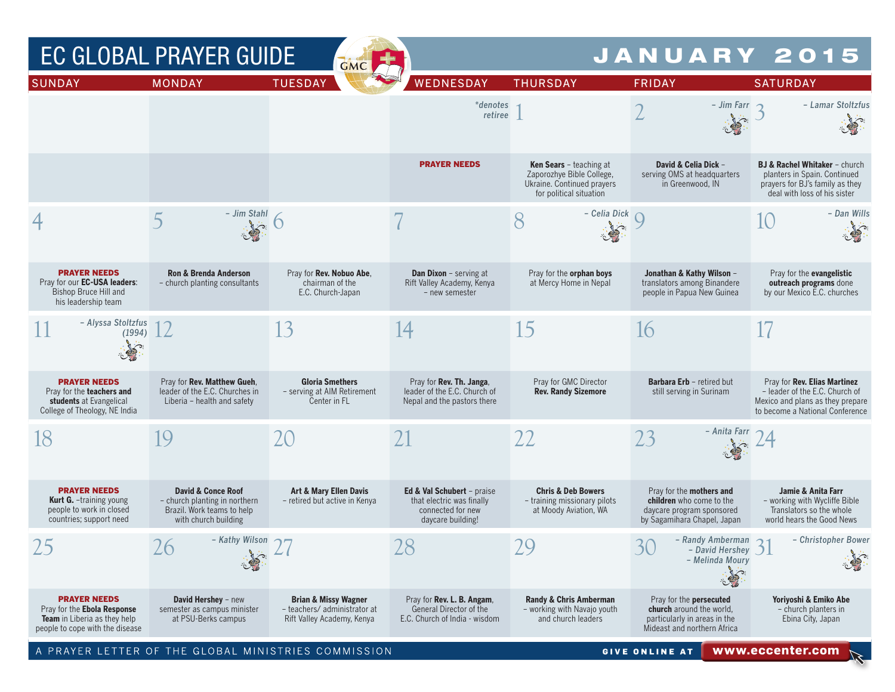# EC GLOBAL PRAYER GUIDE

## JANUARY 2015

| SUNDAY | MONDAY | TUESDAY | WEDNESDAY | THURSDAY | FRIDAY | SATURDAY |
|---|---|---|---|---|---|---|
| | | | *denotes retiree | 1 | 2 – Jim Farr | 3 – Lamar Stoltzfus |
| | | | **PRAYER NEEDS** | **Ken Sears** – teaching at Zaporozhye Bible College, Ukraine. Continued prayers for political situation | **David & Celia Dick** – serving OMS at headquarters in Greenwood, IN | **BJ & Rachel Whitaker** – church planters in Spain. Continued prayers for BJ's family as they deal with loss of his sister |
| 4 | 5 – Jim Stahl | 6 | 7 | 8 – Celia Dick | 9 | 10 – Dan Wills |
| **PRAYER NEEDS** Pray for our **EC-USA leaders**: Bishop Bruce Hill and his leadership team | **Ron & Brenda Anderson** – church planting consultants | Pray for **Rev. Nobuo Abe**, chairman of the E.C. Church-Japan | **Dan Dixon** – serving at Rift Valley Academy, Kenya – new semester | Pray for the **orphan boys** at Mercy Home in Nepal | **Jonathan & Kathy Wilson** – translators among Binandere people in Papua New Guinea | Pray for the **evangelistic outreach programs** done by our Mexico E.C. churches |
| 11 – Alyssa Stoltzfus (1994) | 12 | 13 | 14 | 15 | 16 | 17 |
| **PRAYER NEEDS** Pray for the **teachers and students** at Evangelical College of Theology, NE India | Pray for **Rev. Matthew Gueh**, leader of the E.C. Churches in Liberia – health and safety | **Gloria Smethers** – serving at AIM Retirement Center in FL | Pray for **Rev. Th. Janga**, leader of the E.C. Church of Nepal and the pastors there | Pray for GMC Director **Rev. Randy Sizemore** | **Barbara Erb** – retired but still serving in Surinam | Pray for **Rev. Elias Martinez** – leader of the E.C. Church of Mexico and plans as they prepare to become a National Conference |
| 18 | 19 | 20 | 21 | 22 | 23 – Anita Farr | 24 |
| **PRAYER NEEDS** **Kurt G.** –training young people to work in closed countries; support need | **David & Conce Roof** – church planting in northern Brazil. Work teams to help with church building | **Art & Mary Ellen Davis** – retired but active in Kenya | **Ed & Val Schubert** – praise that electric was finally connected for new daycare building! | **Chris & Deb Bowers** – training missionary pilots at Moody Aviation, WA | Pray for the **mothers and children** who come to the daycare program sponsored by Sagamihara Chapel, Japan | **Jamie & Anita Farr** – working with Wycliffe Bible Translators so the whole world hears the Good News |
| 25 | 26 – Kathy Wilson | 27 | 28 | 29 | 30 – Randy Amberman – David Hershey – Melinda Moury | 31 – Christopher Bower |
| **PRAYER NEEDS** Pray for the **Ebola Response Team** in Liberia as they help people to cope with the disease | **David Hershey** – new semester as campus minister at PSU-Berks campus | **Brian & Missy Wagner** – teachers/ administrator at Rift Valley Academy, Kenya | Pray for **Rev. L. B. Angam**, General Director of the E.C. Church of India - wisdom | **Randy & Chris Amberman** – working with Navajo youth and church leaders | Pray for the **persecuted church** around the world, particularly in areas in the Mideast and northern Africa | **Yoriyoshi & Emiko Abe** – church planters in Ebina City, Japan |

A PRAYER LETTER OF THE GLOBAL MINISTRIES COMMISSION

GIVE ONLINE AT **www.eccenter.com**